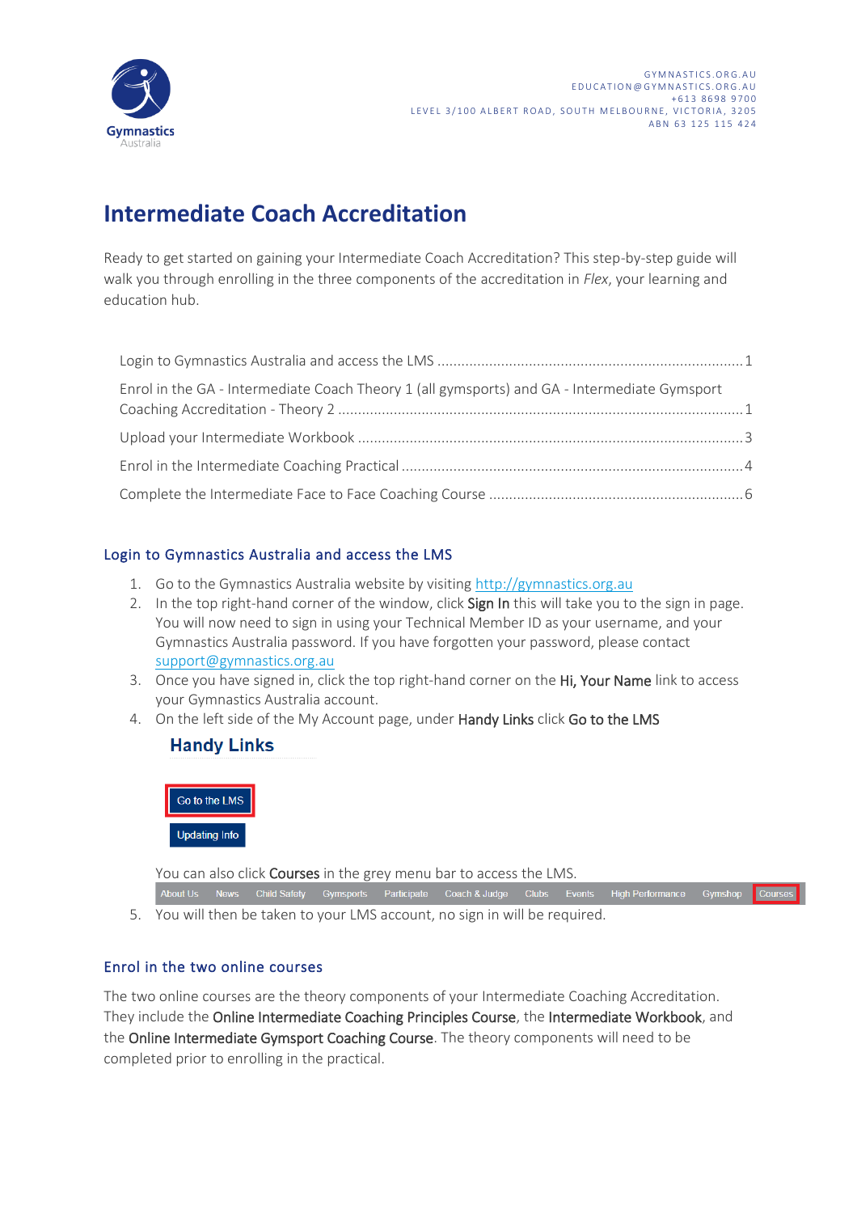GYMNASTICS.ORG.AU
EDUCATION@GYMNASTICS.ORG.AU
+613 8698 9700
LEVEL 3/100 ALBERT ROAD, SOUTH MELBOURNE, VICTORIA, 3205
ABN 63 125 115 424

# Intermediate Coach Accreditation

Ready to get started on gaining your Intermediate Coach Accreditation? This step-by-step guide will walk you through enrolling in the three components of the accreditation in *Flex*, your learning and education hub.

Login to Gymnastics Australia and access the LMS ........................................ 1

Enrol in the GA - Intermediate Coach Theory 1 (all gymsports) and GA - Intermediate Gymsport Coaching Accreditation - Theory 2 ........................................ 1

Upload your Intermediate Workbook ........................................ 3

Enrol in the Intermediate Coaching Practical ........................................ 4

Complete the Intermediate Face to Face Coaching Course ........................................ 6

## Login to Gymnastics Australia and access the LMS

1. Go to the Gymnastics Australia website by visiting http://gymnastics.org.au
2. In the top right-hand corner of the window, click **Sign In** this will take you to the sign in page. You will now need to sign in using your Technical Member ID as your username, and your Gymnastics Australia password. If you have forgotten your password, please contact support@gymnastics.org.au
3. Once you have signed in, click the top right-hand corner on the **Hi, Your Name** link to access your Gymnastics Australia account.
4. On the left side of the My Account page, under **Handy Links** click **Go to the LMS**

   **Handy Links**

   Go to the LMS

   Updating Info

   You can also click **Courses** in the grey menu bar to access the LMS.

   About Us | News | Child Safety | Gymsports | Participate | Coach & Judge | Clubs | Events | High Performance | Gymshop | Courses
5. You will then be taken to your LMS account, no sign in will be required.

## Enrol in the two online courses

The two online courses are the theory components of your Intermediate Coaching Accreditation. They include the **Online Intermediate Coaching Principles Course**, the **Intermediate Workbook**, and the **Online Intermediate Gymsport Coaching Course**. The theory components will need to be completed prior to enrolling in the practical.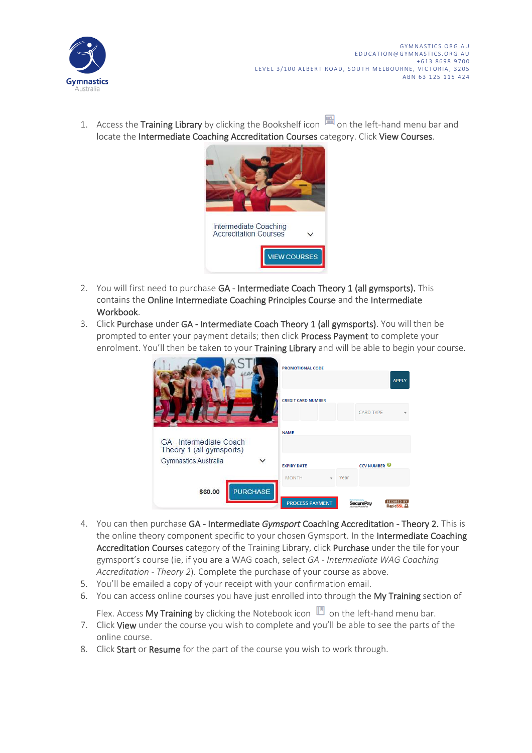1. Access the **Training Library** by clicking the Bookshelf icon on the left-hand menu bar and locate the **Intermediate Coaching Accreditation Courses** category. Click **View Courses**.

2. You will first need to purchase **GA - Intermediate Coach Theory 1 (all gymsports).** This contains the **Online Intermediate Coaching Principles Course** and the **Intermediate Workbook**.
3. Click **Purchase** under **GA - Intermediate Coach Theory 1 (all gymsports)**. You will then be prompted to enter your payment details; then click **Process Payment** to complete your enrolment. You'll then be taken to your **Training Library** and will be able to begin your course.

4. You can then purchase **GA - Intermediate *Gymsport* Coaching Accreditation - Theory 2.** This is the online theory component specific to your chosen Gymsport. In the **Intermediate Coaching Accreditation Courses** category of the Training Library, click **Purchase** under the tile for your gymsport's course (ie, if you are a WAG coach, select *GA - Intermediate WAG Coaching Accreditation - Theory 2*). Complete the purchase of your course as above.
5. You'll be emailed a copy of your receipt with your confirmation email.
6. You can access online courses you have just enrolled into through the **My Training** section of Flex. Access **My Training** by clicking the Notebook icon on the left-hand menu bar.
7. Click **View** under the course you wish to complete and you'll be able to see the parts of the online course.
8. Click **Start** or **Resume** for the part of the course you wish to work through.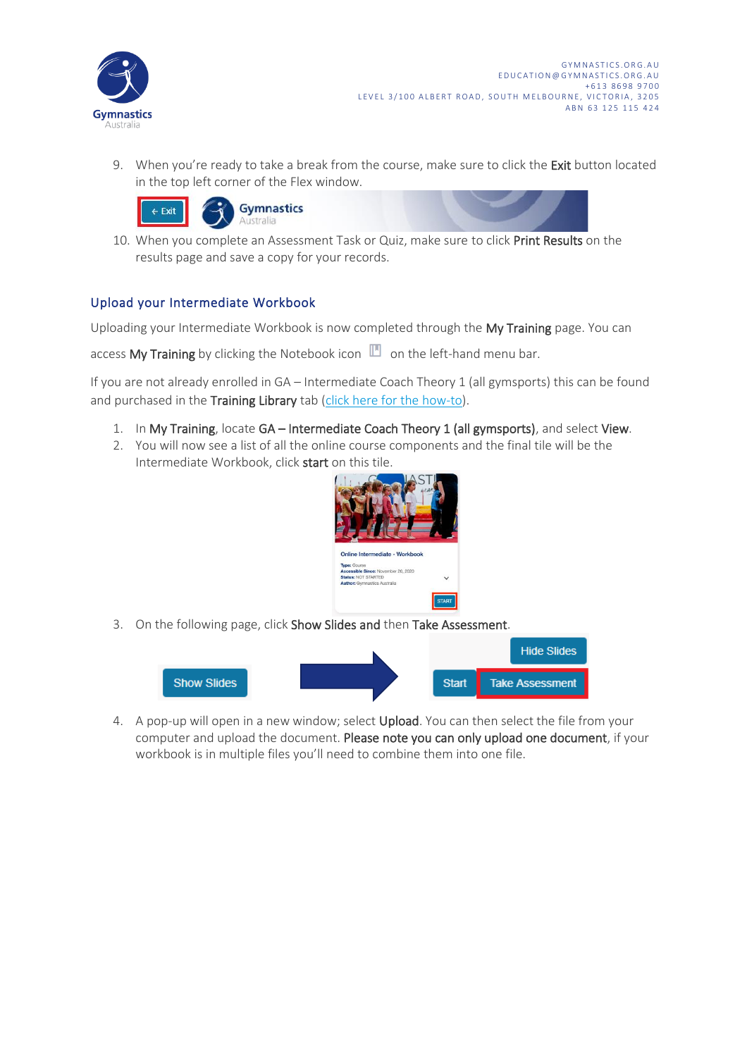9. When you're ready to take a break from the course, make sure to click the **Exit** button located in the top left corner of the Flex window.

10. When you complete an Assessment Task or Quiz, make sure to click **Print Results** on the results page and save a copy for your records.

## Upload your Intermediate Workbook

Uploading your Intermediate Workbook is now completed through the **My Training** page. You can access **My Training** by clicking the Notebook icon on the left-hand menu bar.

If you are not already enrolled in GA – Intermediate Coach Theory 1 (all gymsports) this can be found and purchased in the **Training Library** tab (click here for the how-to).

1. In **My Training**, locate **GA – Intermediate Coach Theory 1 (all gymsports)**, and select **View**.
2. You will now see a list of all the online course components and the final tile will be the Intermediate Workbook, click **start** on this tile.
3. On the following page, click **Show Slides and** then **Take Assessment**.
4. A pop-up will open in a new window; select **Upload**. You can then select the file from your computer and upload the document. **Please note you can only upload one document**, if your workbook is in multiple files you'll need to combine them into one file.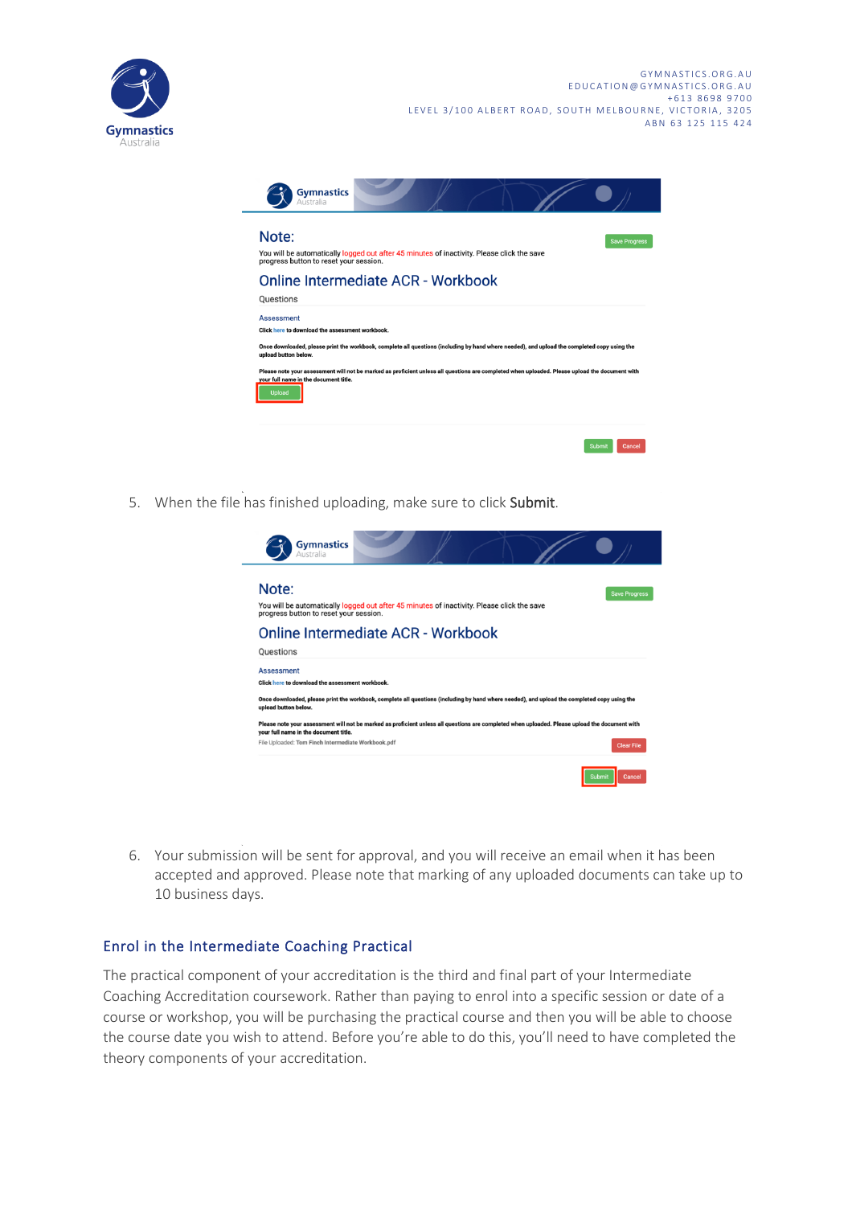5. When the file has finished uploading, make sure to click **Submit**.

6. Your submission will be sent for approval, and you will receive an email when it has been accepted and approved. Please note that marking of any uploaded documents can take up to 10 business days.

## Enrol in the Intermediate Coaching Practical

The practical component of your accreditation is the third and final part of your Intermediate Coaching Accreditation coursework. Rather than paying to enrol into a specific session or date of a course or workshop, you will be purchasing the practical course and then you will be able to choose the course date you wish to attend. Before you're able to do this, you'll need to have completed the theory components of your accreditation.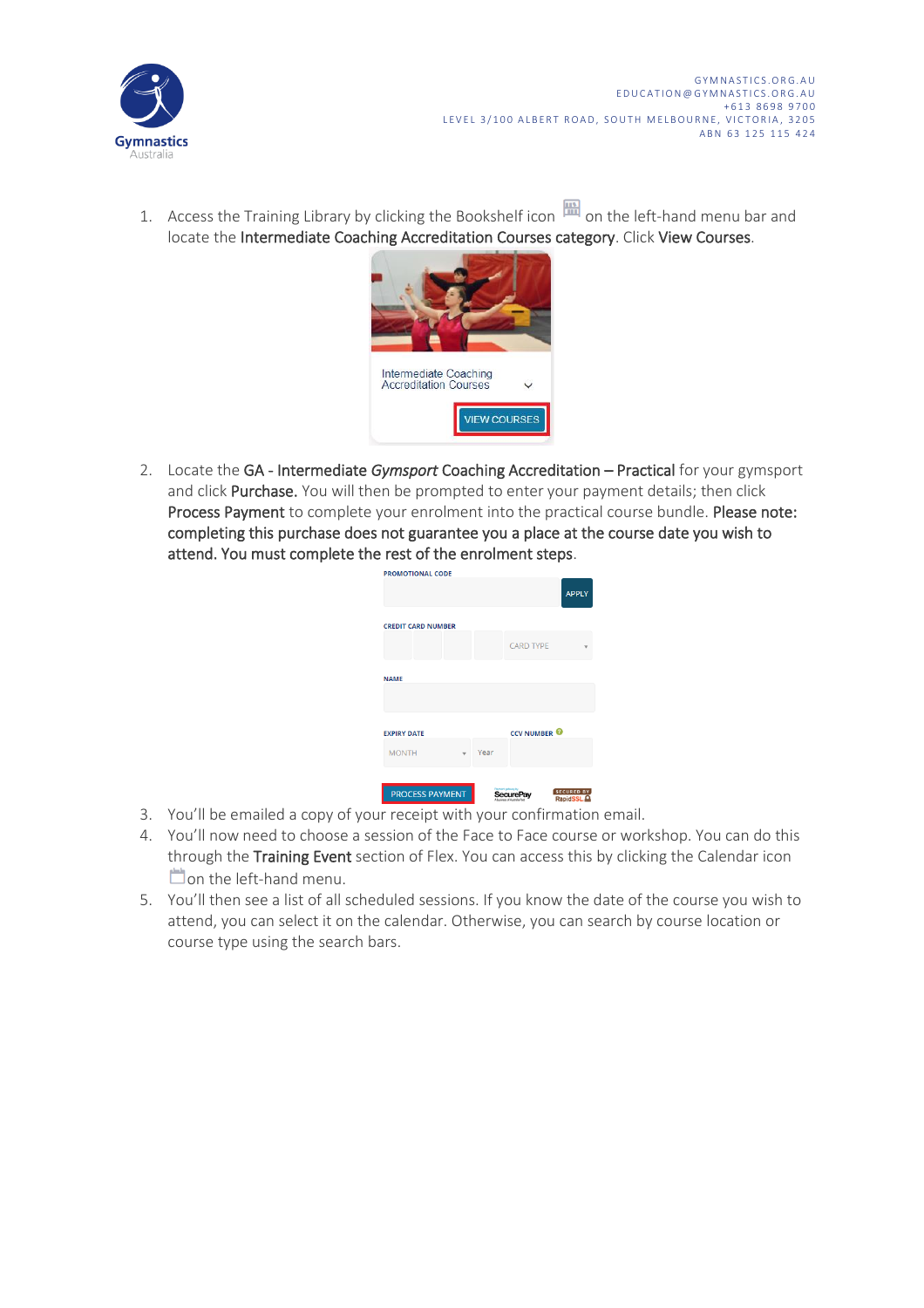1. Access the Training Library by clicking the Bookshelf icon on the left-hand menu bar and locate the **Intermediate Coaching Accreditation Courses category**. Click **View Courses**.

2. Locate the **GA - Intermediate *Gymsport* Coaching Accreditation – Practical** for your gymsport and click **Purchase.** You will then be prompted to enter your payment details; then click **Process Payment** to complete your enrolment into the practical course bundle. **Please note: completing this purchase does not guarantee you a place at the course date you wish to attend. You must complete the rest of the enrolment steps**.

3. You'll be emailed a copy of your receipt with your confirmation email.
4. You'll now need to choose a session of the Face to Face course or workshop. You can do this through the **Training Event** section of Flex. You can access this by clicking the Calendar icon on the left-hand menu.
5. You'll then see a list of all scheduled sessions. If you know the date of the course you wish to attend, you can select it on the calendar. Otherwise, you can search by course location or course type using the search bars.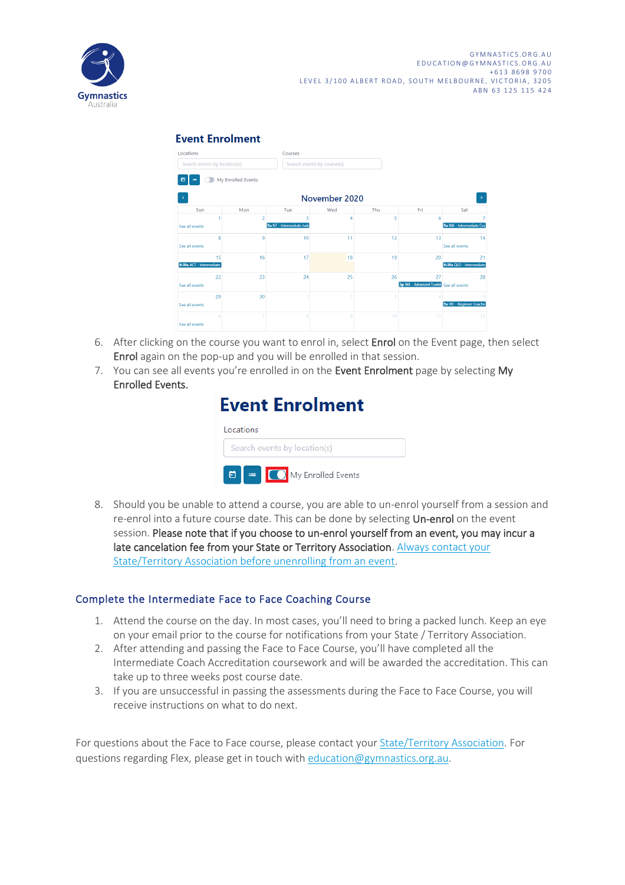6. After clicking on the course you want to enrol in, select **Enrol** on the Event page, then select **Enrol** again on the pop-up and you will be enrolled in that session.
7. You can see all events you're enrolled in on the **Event Enrolment** page by selecting **My Enrolled Events.**

8. Should you be unable to attend a course, you are able to un-enrol yourself from a session and re-enrol into a future course date. This can be done by selecting **Un-enrol** on the event session. **Please note that if you choose to un-enrol yourself from an event, you may incur a late cancelation fee from your State or Territory Association**. Always contact your State/Territory Association before unenrolling from an event.

## Complete the Intermediate Face to Face Coaching Course

1. Attend the course on the day. In most cases, you'll need to bring a packed lunch. Keep an eye on your email prior to the course for notifications from your State / Territory Association.
2. After attending and passing the Face to Face Course, you'll have completed all the Intermediate Coach Accreditation coursework and will be awarded the accreditation. This can take up to three weeks post course date.
3. If you are unsuccessful in passing the assessments during the Face to Face Course, you will receive instructions on what to do next.

For questions about the Face to Face course, please contact your State/Territory Association. For questions regarding Flex, please get in touch with education@gymnastics.org.au.